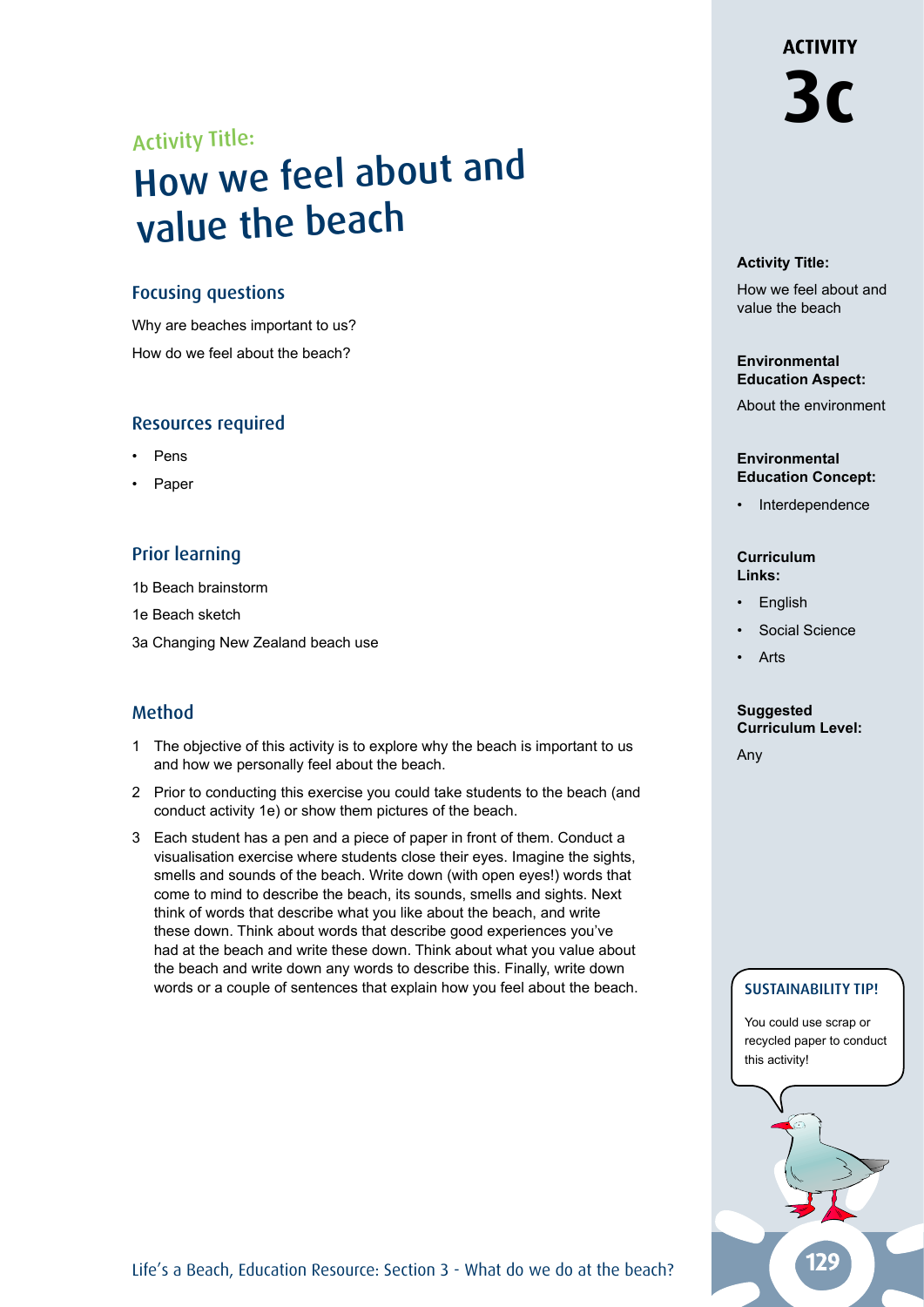# Activity Title:

# How we feel about and value the beach

## Focusing questions

Why are beaches important to us?

How do we feel about the beach?

## Resources required

- Pens
- Paper

## Prior learning

1b Beach brainstorm

1e Beach sketch

3a Changing New Zealand beach use

## Method

1. The objective of this activity is to explore why the beach is important to us and how we personally feel about the beach.
2. Prior to conducting this exercise you could take students to the beach (and conduct activity 1e) or show them pictures of the beach.
3. Each student has a pen and a piece of paper in front of them. Conduct a visualisation exercise where students close their eyes. Imagine the sights, smells and sounds of the beach. Write down (with open eyes!) words that come to mind to describe the beach, its sounds, smells and sights. Next think of words that describe what you like about the beach, and write these down. Think about words that describe good experiences you've had at the beach and write these down. Think about what you value about the beach and write down any words to describe this. Finally, write down words or a couple of sentences that explain how you feel about the beach.

**ACTIVITY 3c**

**Activity Title:**

How we feel about and value the beach

**Environmental Education Aspect:**

About the environment

**Environmental Education Concept:**

- Interdependence

**Curriculum Links:**

- English
- Social Science
- Arts

**Suggested Curriculum Level:**

Any

**SUSTAINABILITY TIP!**

You could use scrap or recycled paper to conduct this activity!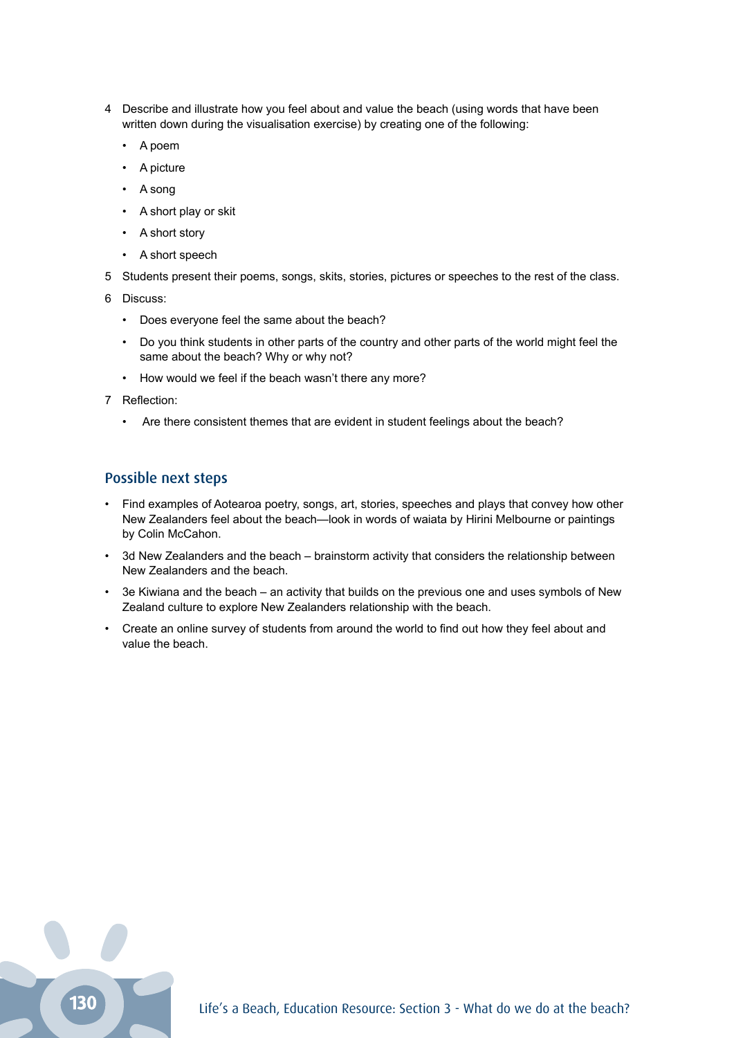4. Describe and illustrate how you feel about and value the beach (using words that have been written down during the visualisation exercise) by creating one of the following:
   - A poem
   - A picture
   - A song
   - A short play or skit
   - A short story
   - A short speech
5. Students present their poems, songs, skits, stories, pictures or speeches to the rest of the class.
6. Discuss:
   - Does everyone feel the same about the beach?
   - Do you think students in other parts of the country and other parts of the world might feel the same about the beach? Why or why not?
   - How would we feel if the beach wasn't there any more?
7. Reflection:
   - Are there consistent themes that are evident in student feelings about the beach?

## Possible next steps

- Find examples of Aotearoa poetry, songs, art, stories, speeches and plays that convey how other New Zealanders feel about the beach—look in words of waiata by Hirini Melbourne or paintings by Colin McCahon.
- 3d New Zealanders and the beach – brainstorm activity that considers the relationship between New Zealanders and the beach.
- 3e Kiwiana and the beach – an activity that builds on the previous one and uses symbols of New Zealand culture to explore New Zealanders relationship with the beach.
- Create an online survey of students from around the world to find out how they feel about and value the beach.